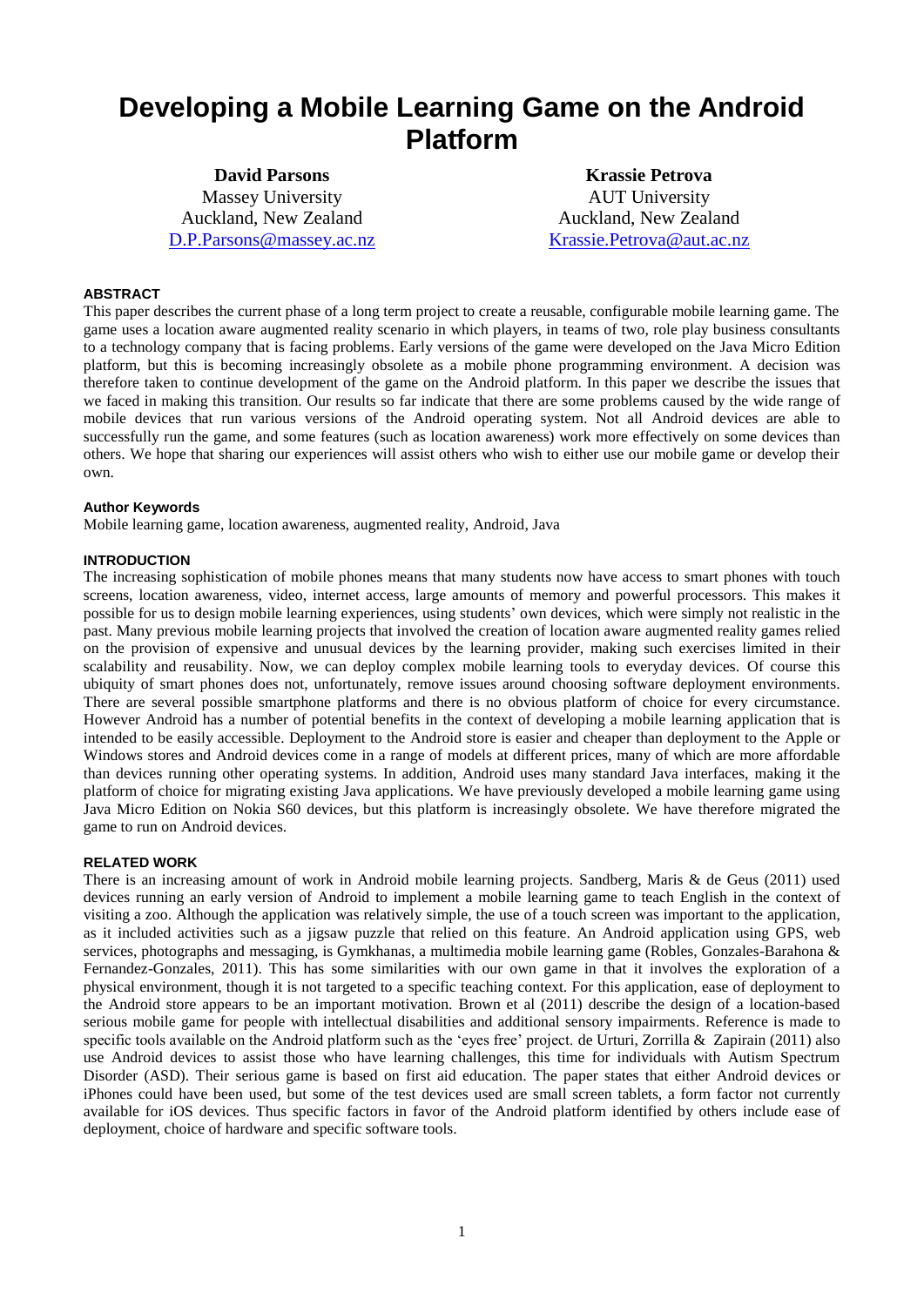# Developing a Mobile Learning Game on the Android Platform

**David Parsons**
Massey University
Auckland, New Zealand
D.P.Parsons@massey.ac.nz

**Krassie Petrova**
AUT University
Auckland, New Zealand
Krassie.Petrova@aut.ac.nz

## ABSTRACT

This paper describes the current phase of a long term project to create a reusable, configurable mobile learning game. The game uses a location aware augmented reality scenario in which players, in teams of two, role play business consultants to a technology company that is facing problems. Early versions of the game were developed on the Java Micro Edition platform, but this is becoming increasingly obsolete as a mobile phone programming environment. A decision was therefore taken to continue development of the game on the Android platform. In this paper we describe the issues that we faced in making this transition. Our results so far indicate that there are some problems caused by the wide range of mobile devices that run various versions of the Android operating system. Not all Android devices are able to successfully run the game, and some features (such as location awareness) work more effectively on some devices than others. We hope that sharing our experiences will assist others who wish to either use our mobile game or develop their own.

## Author Keywords

Mobile learning game, location awareness, augmented reality, Android, Java

## INTRODUCTION

The increasing sophistication of mobile phones means that many students now have access to smart phones with touch screens, location awareness, video, internet access, large amounts of memory and powerful processors. This makes it possible for us to design mobile learning experiences, using students' own devices, which were simply not realistic in the past. Many previous mobile learning projects that involved the creation of location aware augmented reality games relied on the provision of expensive and unusual devices by the learning provider, making such exercises limited in their scalability and reusability. Now, we can deploy complex mobile learning tools to everyday devices. Of course this ubiquity of smart phones does not, unfortunately, remove issues around choosing software deployment environments. There are several possible smartphone platforms and there is no obvious platform of choice for every circumstance. However Android has a number of potential benefits in the context of developing a mobile learning application that is intended to be easily accessible. Deployment to the Android store is easier and cheaper than deployment to the Apple or Windows stores and Android devices come in a range of models at different prices, many of which are more affordable than devices running other operating systems. In addition, Android uses many standard Java interfaces, making it the platform of choice for migrating existing Java applications. We have previously developed a mobile learning game using Java Micro Edition on Nokia S60 devices, but this platform is increasingly obsolete. We have therefore migrated the game to run on Android devices.

## RELATED WORK

There is an increasing amount of work in Android mobile learning projects. Sandberg, Maris & de Geus (2011) used devices running an early version of Android to implement a mobile learning game to teach English in the context of visiting a zoo. Although the application was relatively simple, the use of a touch screen was important to the application, as it included activities such as a jigsaw puzzle that relied on this feature. An Android application using GPS, web services, photographs and messaging, is Gymkhanas, a multimedia mobile learning game (Robles, Gonzales-Barahona & Fernandez-Gonzales, 2011). This has some similarities with our own game in that it involves the exploration of a physical environment, though it is not targeted to a specific teaching context. For this application, ease of deployment to the Android store appears to be an important motivation. Brown et al (2011) describe the design of a location-based serious mobile game for people with intellectual disabilities and additional sensory impairments. Reference is made to specific tools available on the Android platform such as the 'eyes free' project. de Urturi, Zorrilla & Zapirain (2011) also use Android devices to assist those who have learning challenges, this time for individuals with Autism Spectrum Disorder (ASD). Their serious game is based on first aid education. The paper states that either Android devices or iPhones could have been used, but some of the test devices used are small screen tablets, a form factor not currently available for iOS devices. Thus specific factors in favor of the Android platform identified by others include ease of deployment, choice of hardware and specific software tools.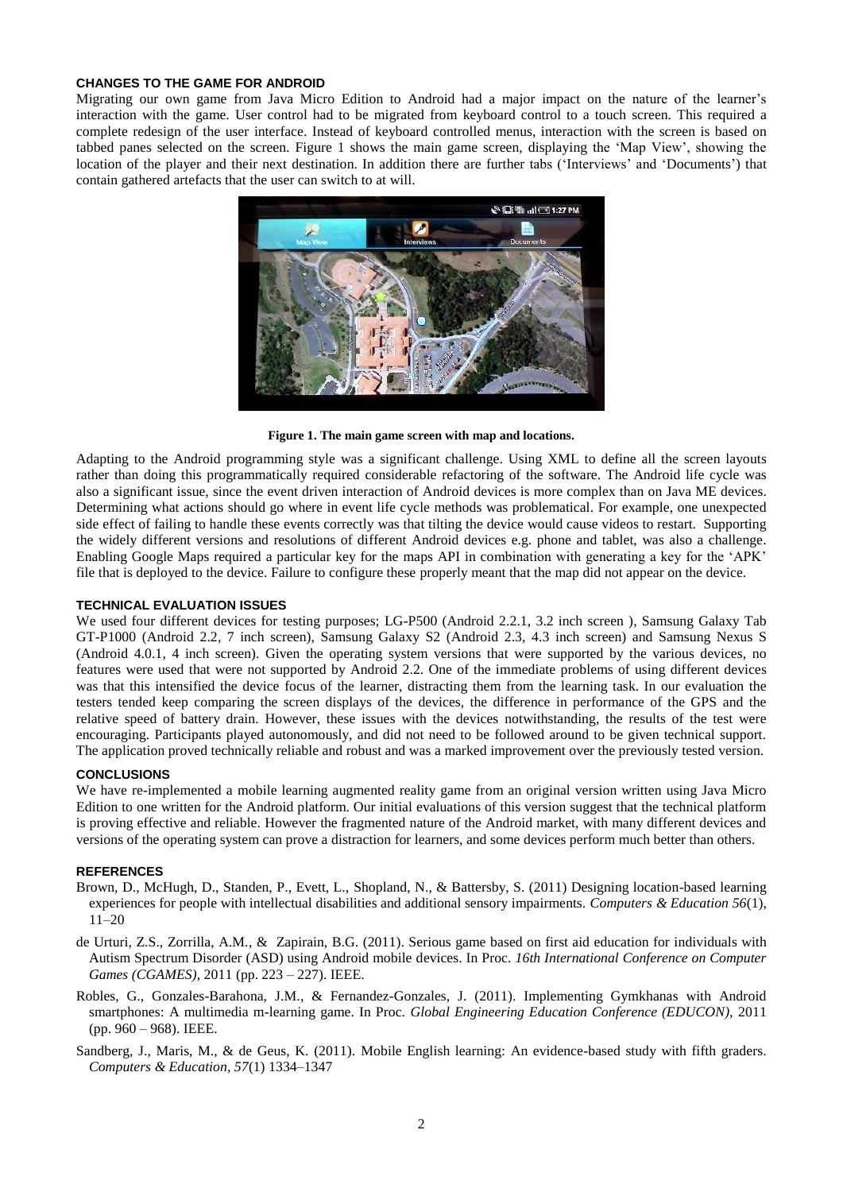### CHANGES TO THE GAME FOR ANDROID

Migrating our own game from Java Micro Edition to Android had a major impact on the nature of the learner's interaction with the game. User control had to be migrated from keyboard control to a touch screen. This required a complete redesign of the user interface. Instead of keyboard controlled menus, interaction with the screen is based on tabbed panes selected on the screen. Figure 1 shows the main game screen, displaying the 'Map View', showing the location of the player and their next destination. In addition there are further tabs ('Interviews' and 'Documents') that contain gathered artefacts that the user can switch to at will.

**Figure 1. The main game screen with map and locations.**

Adapting to the Android programming style was a significant challenge. Using XML to define all the screen layouts rather than doing this programmatically required considerable refactoring of the software. The Android life cycle was also a significant issue, since the event driven interaction of Android devices is more complex than on Java ME devices. Determining what actions should go where in event life cycle methods was problematical. For example, one unexpected side effect of failing to handle these events correctly was that tilting the device would cause videos to restart. Supporting the widely different versions and resolutions of different Android devices e.g. phone and tablet, was also a challenge. Enabling Google Maps required a particular key for the maps API in combination with generating a key for the 'APK' file that is deployed to the device. Failure to configure these properly meant that the map did not appear on the device.

### TECHNICAL EVALUATION ISSUES

We used four different devices for testing purposes; LG-P500 (Android 2.2.1, 3.2 inch screen ), Samsung Galaxy Tab GT-P1000 (Android 2.2, 7 inch screen), Samsung Galaxy S2 (Android 2.3, 4.3 inch screen) and Samsung Nexus S (Android 4.0.1, 4 inch screen). Given the operating system versions that were supported by the various devices, no features were used that were not supported by Android 2.2. One of the immediate problems of using different devices was that this intensified the device focus of the learner, distracting them from the learning task. In our evaluation the testers tended keep comparing the screen displays of the devices, the difference in performance of the GPS and the relative speed of battery drain. However, these issues with the devices notwithstanding, the results of the test were encouraging. Participants played autonomously, and did not need to be followed around to be given technical support. The application proved technically reliable and robust and was a marked improvement over the previously tested version.

### CONCLUSIONS

We have re-implemented a mobile learning augmented reality game from an original version written using Java Micro Edition to one written for the Android platform. Our initial evaluations of this version suggest that the technical platform is proving effective and reliable. However the fragmented nature of the Android market, with many different devices and versions of the operating system can prove a distraction for learners, and some devices perform much better than others.

### REFERENCES

Brown, D., McHugh, D., Standen, P., Evett, L., Shopland, N., & Battersby, S. (2011) Designing location-based learning experiences for people with intellectual disabilities and additional sensory impairments. *Computers & Education 56*(1), 11–20

de Urturi, Z.S., Zorrilla, A.M., & Zapirain, B.G. (2011). Serious game based on first aid education for individuals with Autism Spectrum Disorder (ASD) using Android mobile devices. In Proc. *16th International Conference on Computer Games (CGAMES)*, 2011 (pp. 223 – 227). IEEE.

Robles, G., Gonzales-Barahona, J.M., & Fernandez-Gonzales, J. (2011). Implementing Gymkhanas with Android smartphones: A multimedia m-learning game. In Proc. *Global Engineering Education Conference (EDUCON),* 2011 (pp. 960 – 968). IEEE.

Sandberg, J., Maris, M., & de Geus, K. (2011). Mobile English learning: An evidence-based study with fifth graders. *Computers & Education, 57*(1) 1334–1347